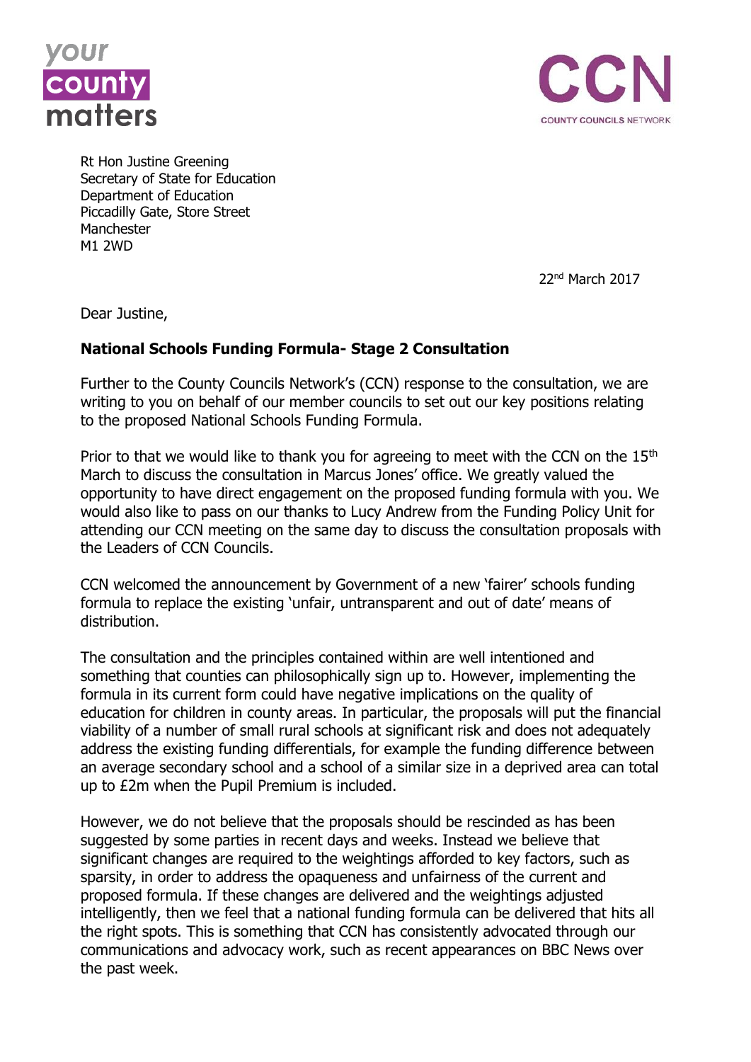your county matters

CCN COUNTY COUNCILS NETWORK

Rt Hon Justine Greening
Secretary of State for Education
Department of Education
Piccadilly Gate, Store Street
Manchester
M1 2WD

22nd March 2017

Dear Justine,

**National Schools Funding Formula- Stage 2 Consultation**

Further to the County Councils Network's (CCN) response to the consultation, we are writing to you on behalf of our member councils to set out our key positions relating to the proposed National Schools Funding Formula.

Prior to that we would like to thank you for agreeing to meet with the CCN on the 15th March to discuss the consultation in Marcus Jones' office. We greatly valued the opportunity to have direct engagement on the proposed funding formula with you. We would also like to pass on our thanks to Lucy Andrew from the Funding Policy Unit for attending our CCN meeting on the same day to discuss the consultation proposals with the Leaders of CCN Councils.

CCN welcomed the announcement by Government of a new 'fairer' schools funding formula to replace the existing 'unfair, untransparent and out of date' means of distribution.

The consultation and the principles contained within are well intentioned and something that counties can philosophically sign up to. However, implementing the formula in its current form could have negative implications on the quality of education for children in county areas. In particular, the proposals will put the financial viability of a number of small rural schools at significant risk and does not adequately address the existing funding differentials, for example the funding difference between an average secondary school and a school of a similar size in a deprived area can total up to £2m when the Pupil Premium is included.

However, we do not believe that the proposals should be rescinded as has been suggested by some parties in recent days and weeks. Instead we believe that significant changes are required to the weightings afforded to key factors, such as sparsity, in order to address the opaqueness and unfairness of the current and proposed formula. If these changes are delivered and the weightings adjusted intelligently, then we feel that a national funding formula can be delivered that hits all the right spots. This is something that CCN has consistently advocated through our communications and advocacy work, such as recent appearances on BBC News over the past week.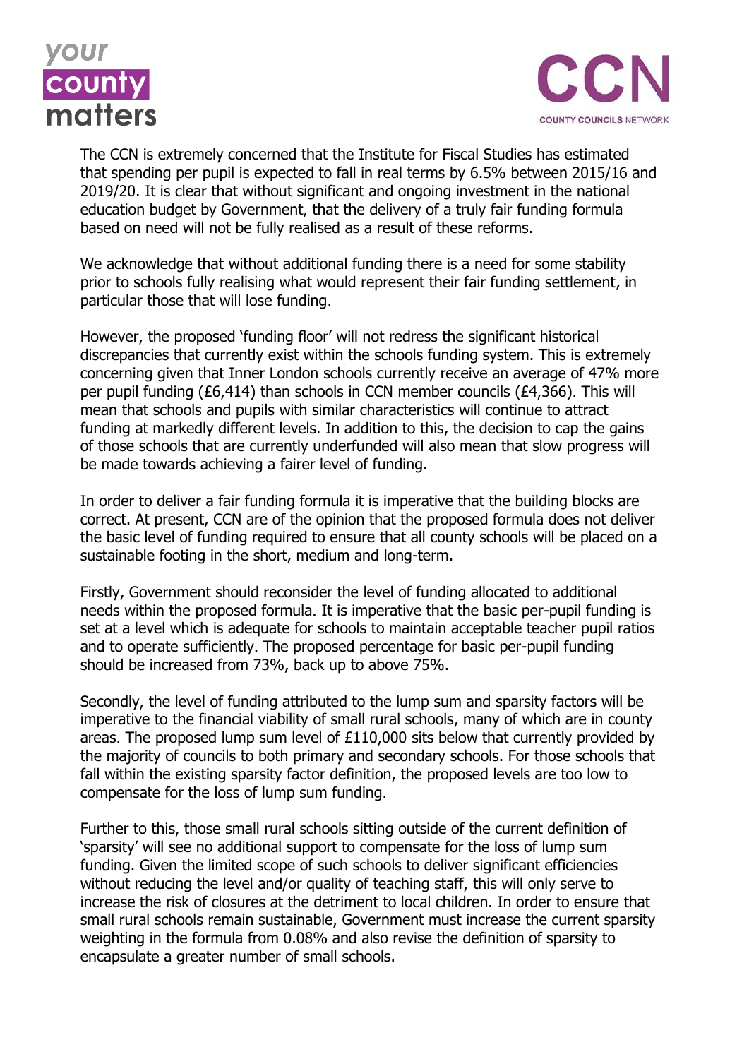The CCN is extremely concerned that the Institute for Fiscal Studies has estimated that spending per pupil is expected to fall in real terms by 6.5% between 2015/16 and 2019/20. It is clear that without significant and ongoing investment in the national education budget by Government, that the delivery of a truly fair funding formula based on need will not be fully realised as a result of these reforms.

We acknowledge that without additional funding there is a need for some stability prior to schools fully realising what would represent their fair funding settlement, in particular those that will lose funding.

However, the proposed 'funding floor' will not redress the significant historical discrepancies that currently exist within the schools funding system. This is extremely concerning given that Inner London schools currently receive an average of 47% more per pupil funding (£6,414) than schools in CCN member councils (£4,366). This will mean that schools and pupils with similar characteristics will continue to attract funding at markedly different levels. In addition to this, the decision to cap the gains of those schools that are currently underfunded will also mean that slow progress will be made towards achieving a fairer level of funding.

In order to deliver a fair funding formula it is imperative that the building blocks are correct. At present, CCN are of the opinion that the proposed formula does not deliver the basic level of funding required to ensure that all county schools will be placed on a sustainable footing in the short, medium and long-term.

Firstly, Government should reconsider the level of funding allocated to additional needs within the proposed formula. It is imperative that the basic per-pupil funding is set at a level which is adequate for schools to maintain acceptable teacher pupil ratios and to operate sufficiently. The proposed percentage for basic per-pupil funding should be increased from 73%, back up to above 75%.

Secondly, the level of funding attributed to the lump sum and sparsity factors will be imperative to the financial viability of small rural schools, many of which are in county areas. The proposed lump sum level of £110,000 sits below that currently provided by the majority of councils to both primary and secondary schools. For those schools that fall within the existing sparsity factor definition, the proposed levels are too low to compensate for the loss of lump sum funding.

Further to this, those small rural schools sitting outside of the current definition of 'sparsity' will see no additional support to compensate for the loss of lump sum funding. Given the limited scope of such schools to deliver significant efficiencies without reducing the level and/or quality of teaching staff, this will only serve to increase the risk of closures at the detriment to local children. In order to ensure that small rural schools remain sustainable, Government must increase the current sparsity weighting in the formula from 0.08% and also revise the definition of sparsity to encapsulate a greater number of small schools.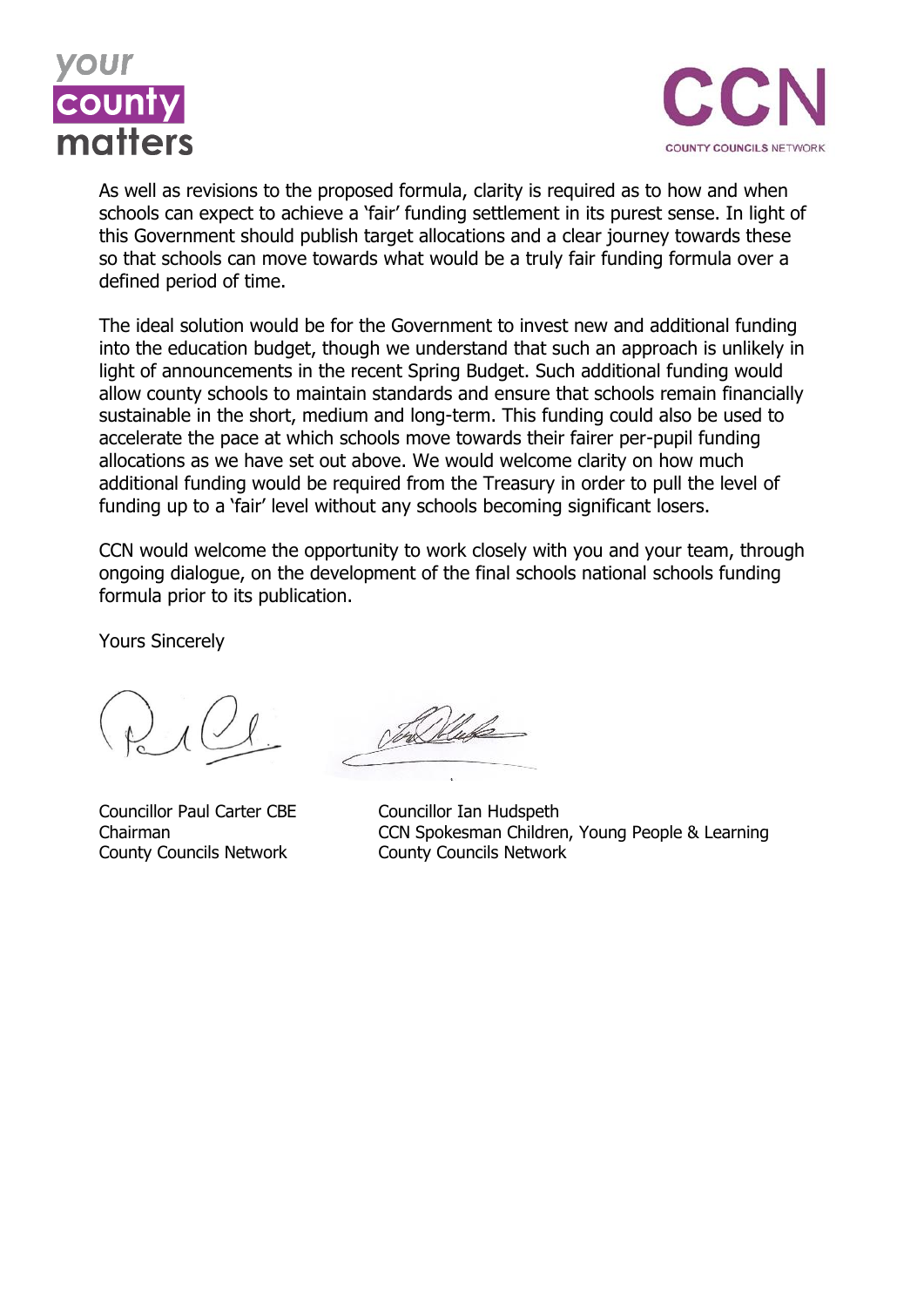As well as revisions to the proposed formula, clarity is required as to how and when schools can expect to achieve a 'fair' funding settlement in its purest sense. In light of this Government should publish target allocations and a clear journey towards these so that schools can move towards what would be a truly fair funding formula over a defined period of time.

The ideal solution would be for the Government to invest new and additional funding into the education budget, though we understand that such an approach is unlikely in light of announcements in the recent Spring Budget. Such additional funding would allow county schools to maintain standards and ensure that schools remain financially sustainable in the short, medium and long-term. This funding could also be used to accelerate the pace at which schools move towards their fairer per-pupil funding allocations as we have set out above. We would welcome clarity on how much additional funding would be required from the Treasury in order to pull the level of funding up to a 'fair' level without any schools becoming significant losers.

CCN would welcome the opportunity to work closely with you and your team, through ongoing dialogue, on the development of the final schools national schools funding formula prior to its publication.

Yours Sincerely

Councillor Paul Carter CBE
Chairman
County Councils Network

Councillor Ian Hudspeth
CCN Spokesman Children, Young People & Learning
County Councils Network